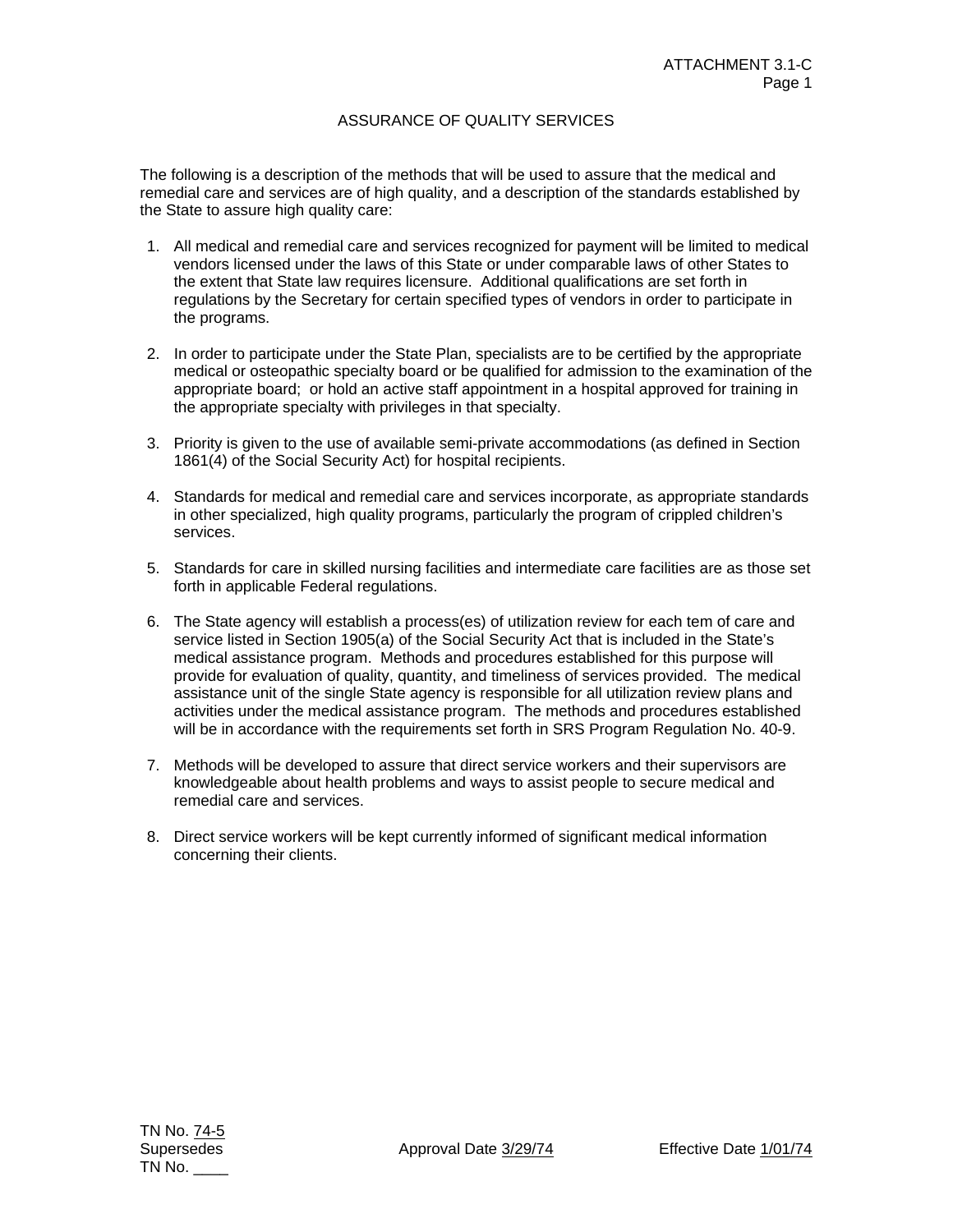ATTACHMENT 3.1-C

# ASSURANCE OF QUALITY SERVICES

The following is a description of the methods that will be used to assure that the medical and remedial care and services are of high quality, and a description of the standards established by the State to assure high quality care:

1. All medical and remedial care and services recognized for payment will be limited to medical vendors licensed under the laws of this State or under comparable laws of other States to the extent that State law requires licensure. Additional qualifications are set forth in regulations by the Secretary for certain specified types of vendors in order to participate in the programs.

2. In order to participate under the State Plan, specialists are to be certified by the appropriate medical or osteopathic specialty board or be qualified for admission to the examination of the appropriate board; or hold an active staff appointment in a hospital approved for training in the appropriate specialty with privileges in that specialty.

3. Priority is given to the use of available semi-private accommodations (as defined in Section 1861(4) of the Social Security Act) for hospital recipients.

4. Standards for medical and remedial care and services incorporate, as appropriate standards in other specialized, high quality programs, particularly the program of crippled children's services.

5. Standards for care in skilled nursing facilities and intermediate care facilities are as those set forth in applicable Federal regulations.

6. The State agency will establish a process(es) of utilization review for each tem of care and service listed in Section 1905(a) of the Social Security Act that is included in the State's medical assistance program. Methods and procedures established for this purpose will provide for evaluation of quality, quantity, and timeliness of services provided. The medical assistance unit of the single State agency is responsible for all utilization review plans and activities under the medical assistance program. The methods and procedures established will be in accordance with the requirements set forth in SRS Program Regulation No. 40-9.

7. Methods will be developed to assure that direct service workers and their supervisors are knowledgeable about health problems and ways to assist people to secure medical and remedial care and services.

8. Direct service workers will be kept currently informed of significant medical information concerning their clients.

TN No. 74-5
Supersedes
TN No. ____

Approval Date 3/29/74

Effective Date 1/01/74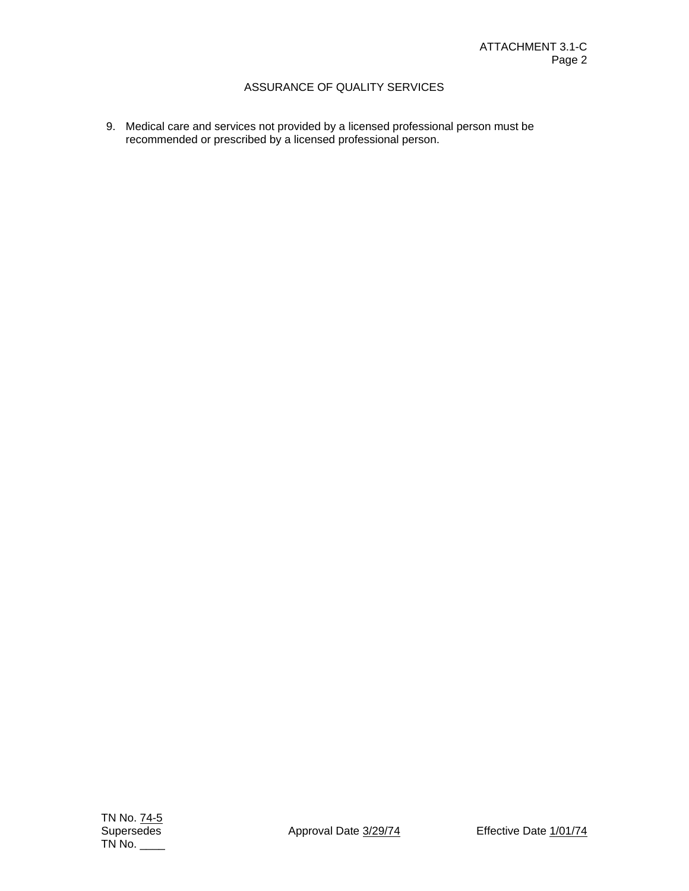# ASSURANCE OF QUALITY SERVICES

9. Medical care and services not provided by a licensed professional person must be recommended or prescribed by a licensed professional person.

TN No. 74-5
Supersedes
TN No. ____

Approval Date 3/29/74

Effective Date 1/01/74